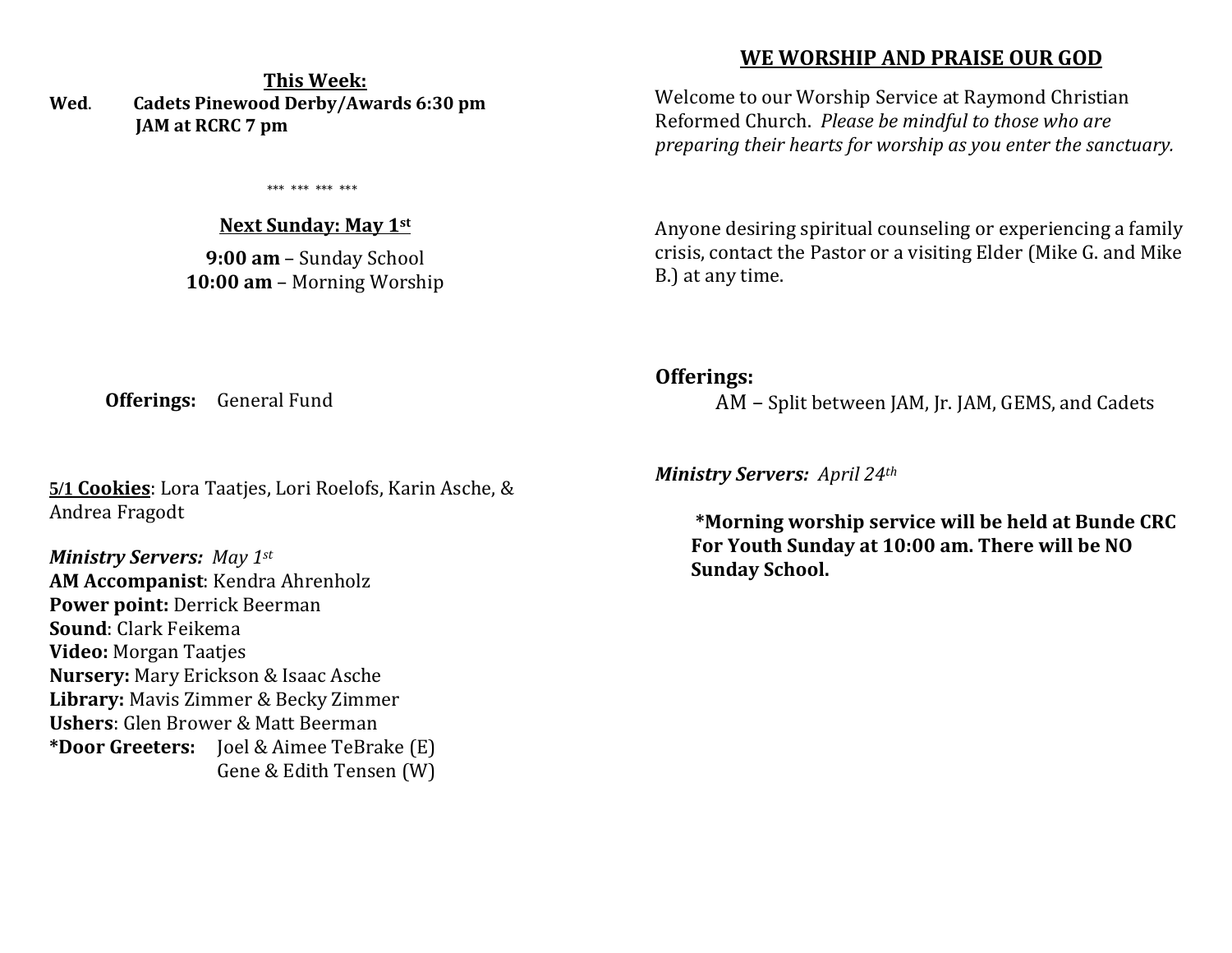**This Week:**

**Wed.** **Cadets Pinewood Derby/Awards 6:30 pm**
**JAM at RCRC 7 pm**

*** *** *** ***

**Next Sunday: May 1st**

**9:00 am** – Sunday School
**10:00 am** – Morning Worship

**Offerings:** General Fund

**5/1 Cookies**: Lora Taatjes, Lori Roelofs, Karin Asche, & Andrea Fragodt

***Ministry Servers:*** *May 1st*
**AM Accompanist**: Kendra Ahrenholz
**Power point:** Derrick Beerman
**Sound**: Clark Feikema
**Video:** Morgan Taatjes
**Nursery:** Mary Erickson & Isaac Asche
**Library:** Mavis Zimmer & Becky Zimmer
**Ushers**: Glen Brower & Matt Beerman
***Door Greeters:** Joel & Aimee TeBrake (E)
Gene & Edith Tensen (W)

## WE WORSHIP AND PRAISE OUR GOD

Welcome to our Worship Service at Raymond Christian Reformed Church. *Please be mindful to those who are preparing their hearts for worship as you enter the sanctuary.*

Anyone desiring spiritual counseling or experiencing a family crisis, contact the Pastor or a visiting Elder (Mike G. and Mike B.) at any time.

**Offerings:**
AM – Split between JAM, Jr. JAM, GEMS, and Cadets

***Ministry Servers:*** *April 24th*

**\*Morning worship service will be held at Bunde CRC For Youth Sunday at 10:00 am. There will be NO Sunday School.**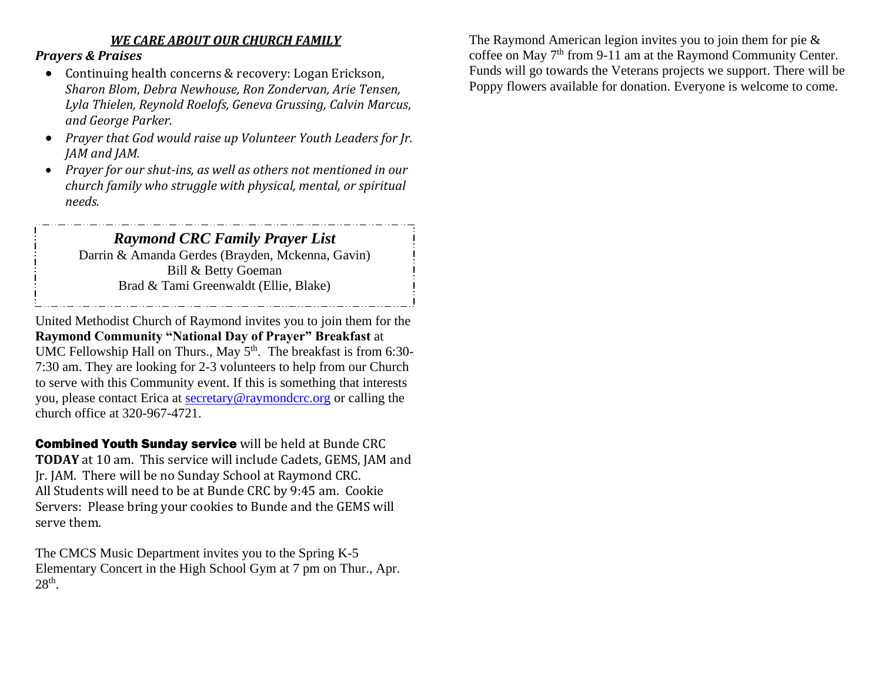***WE CARE ABOUT OUR CHURCH FAMILY***

***Prayers & Praises***

- Continuing health concerns & recovery: Logan Erickson, *Sharon Blom*, *Debra Newhouse, Ron Zondervan, Arie Tensen, Lyla Thielen, Reynold Roelofs, Geneva Grussing, Calvin Marcus*, *and George Parker.*
- *Prayer that God would raise up Volunteer Youth Leaders for Jr. JAM and JAM.*
- *Prayer for our shut-ins, as well as others not mentioned in our church family who struggle with physical, mental, or spiritual needs.*

***Raymond CRC Family Prayer List***

Darrin & Amanda Gerdes (Brayden, Mckenna, Gavin)
Bill & Betty Goeman
Brad & Tami Greenwaldt (Ellie, Blake)

United Methodist Church of Raymond invites you to join them for the **Raymond Community "National Day of Prayer" Breakfast** at UMC Fellowship Hall on Thurs., May 5th. The breakfast is from 6:30-7:30 am. They are looking for 2-3 volunteers to help from our Church to serve with this Community event. If this is something that interests you, please contact Erica at secretary@raymondcrc.org or calling the church office at 320-967-4721.

**Combined Youth Sunday service** will be held at Bunde CRC **TODAY** at 10 am. This service will include Cadets, GEMS, JAM and Jr. JAM. There will be no Sunday School at Raymond CRC. All Students will need to be at Bunde CRC by 9:45 am. Cookie Servers: Please bring your cookies to Bunde and the GEMS will serve them.

The CMCS Music Department invites you to the Spring K-5 Elementary Concert in the High School Gym at 7 pm on Thur., Apr. 28th.

The Raymond American legion invites you to join them for pie & coffee on May 7th from 9-11 am at the Raymond Community Center. Funds will go towards the Veterans projects we support. There will be Poppy flowers available for donation. Everyone is welcome to come.